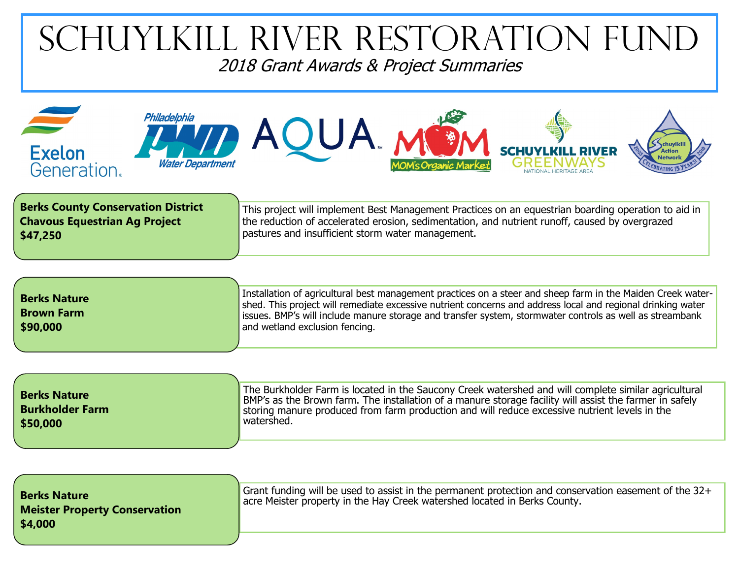# Schuylkill River Restoration Fund

*2018 Grant Awards & Project Summaries*

**Berks County Conservation District**
**Chavous Equestrian Ag Project**
**$47,250**

This project will implement Best Management Practices on an equestrian boarding operation to aid in the reduction of accelerated erosion, sedimentation, and nutrient runoff, caused by overgrazed pastures and insufficient storm water management.

**Berks Nature**
**Brown Farm**
**$90,000**

Installation of agricultural best management practices on a steer and sheep farm in the Maiden Creek watershed. This project will remediate excessive nutrient concerns and address local and regional drinking water issues. BMP's will include manure storage and transfer system, stormwater controls as well as streambank and wetland exclusion fencing.

**Berks Nature**
**Burkholder Farm**
**$50,000**

The Burkholder Farm is located in the Saucony Creek watershed and will complete similar agricultural BMP's as the Brown farm. The installation of a manure storage facility will assist the farmer in safely storing manure produced from farm production and will reduce excessive nutrient levels in the watershed.

**Berks Nature**
**Meister Property Conservation**
**$4,000**

Grant funding will be used to assist in the permanent protection and conservation easement of the 32+ acre Meister property in the Hay Creek watershed located in Berks County.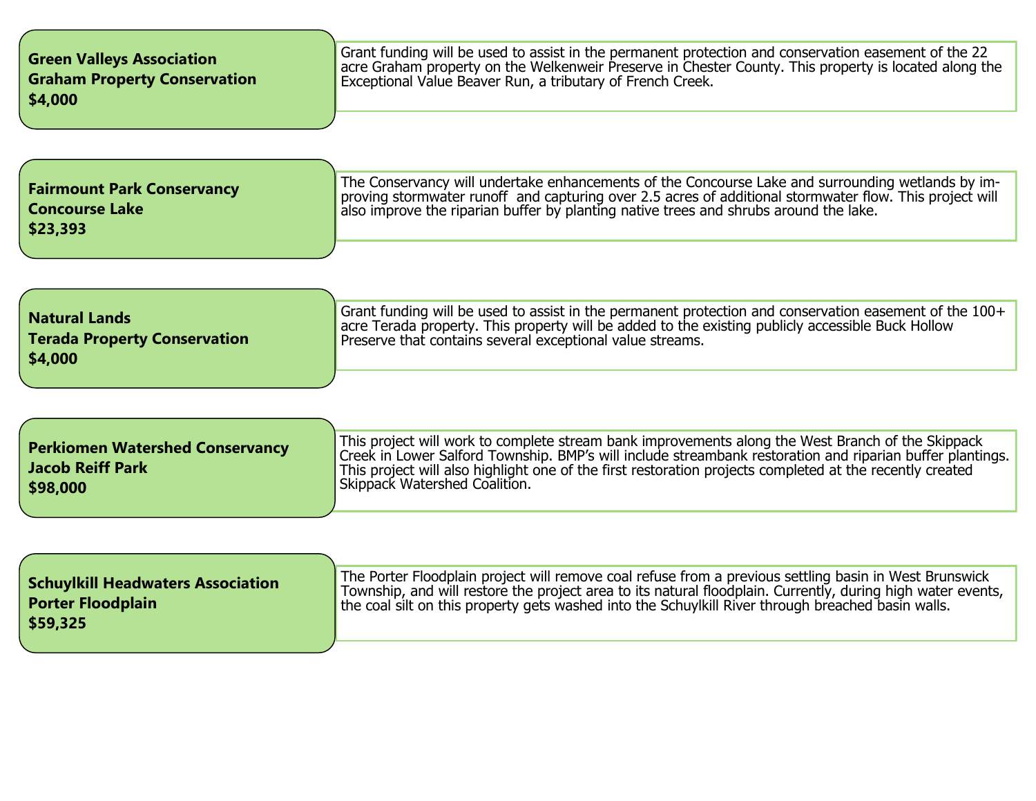**Green Valleys Association**
**Graham Property Conservation**
**$4,000**

Grant funding will be used to assist in the permanent protection and conservation easement of the 22 acre Graham property on the Welkenweir Preserve in Chester County. This property is located along the Exceptional Value Beaver Run, a tributary of French Creek.

**Fairmount Park Conservancy**
**Concourse Lake**
**$23,393**

The Conservancy will undertake enhancements of the Concourse Lake and surrounding wetlands by improving stormwater runoff and capturing over 2.5 acres of additional stormwater flow. This project will also improve the riparian buffer by planting native trees and shrubs around the lake.

**Natural Lands**
**Terada Property Conservation**
**$4,000**

Grant funding will be used to assist in the permanent protection and conservation easement of the 100+ acre Terada property. This property will be added to the existing publicly accessible Buck Hollow Preserve that contains several exceptional value streams.

**Perkiomen Watershed Conservancy**
**Jacob Reiff Park**
**$98,000**

This project will work to complete stream bank improvements along the West Branch of the Skippack Creek in Lower Salford Township. BMP's will include streambank restoration and riparian buffer plantings. This project will also highlight one of the first restoration projects completed at the recently created Skippack Watershed Coalition.

**Schuylkill Headwaters Association**
**Porter Floodplain**
**$59,325**

The Porter Floodplain project will remove coal refuse from a previous settling basin in West Brunswick Township, and will restore the project area to its natural floodplain. Currently, during high water events, the coal silt on this property gets washed into the Schuylkill River through breached basin walls.